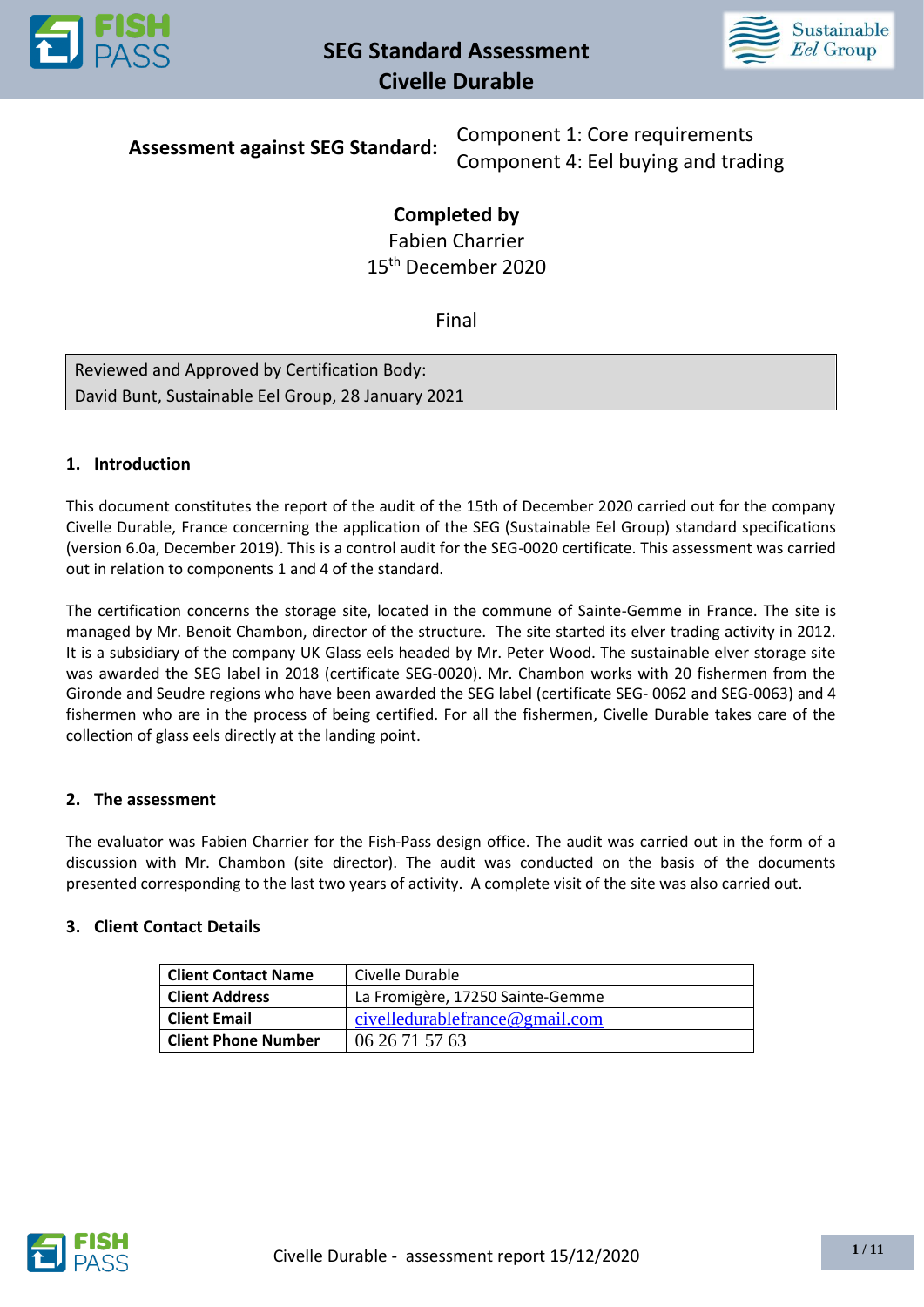# SEG Standard Assessment
# Civelle Durable

**Assessment against SEG Standard:** Component 1: Core requirements
Component 4: Eel buying and trading

**Completed by**
Fabien Charrier
15th December 2020

Final

| Reviewed and Approved by Certification Body: |
|---|
| David Bunt, Sustainable Eel Group, 28 January 2021 |

## 1. Introduction

This document constitutes the report of the audit of the 15th of December 2020 carried out for the company Civelle Durable, France concerning the application of the SEG (Sustainable Eel Group) standard specifications (version 6.0a, December 2019). This is a control audit for the SEG-0020 certificate. This assessment was carried out in relation to components 1 and 4 of the standard.

The certification concerns the storage site, located in the commune of Sainte-Gemme in France. The site is managed by Mr. Benoit Chambon, director of the structure. The site started its elver trading activity in 2012. It is a subsidiary of the company UK Glass eels headed by Mr. Peter Wood. The sustainable elver storage site was awarded the SEG label in 2018 (certificate SEG-0020). Mr. Chambon works with 20 fishermen from the Gironde and Seudre regions who have been awarded the SEG label (certificate SEG- 0062 and SEG-0063) and 4 fishermen who are in the process of being certified. For all the fishermen, Civelle Durable takes care of the collection of glass eels directly at the landing point.

## 2. The assessment

The evaluator was Fabien Charrier for the Fish-Pass design office. The audit was carried out in the form of a discussion with Mr. Chambon (site director). The audit was conducted on the basis of the documents presented corresponding to the last two years of activity. A complete visit of the site was also carried out.

## 3. Client Contact Details

| | |
|---|---|
| **Client Contact Name** | Civelle Durable |
| **Client Address** | La Fromigère, 17250 Sainte-Gemme |
| **Client Email** | civelledurablefrance@gmail.com |
| **Client Phone Number** | 06 26 71 57 63 |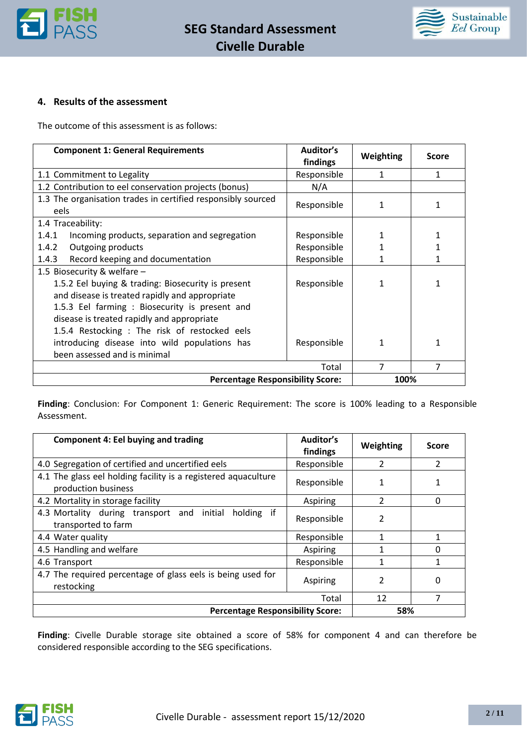## 4. Results of the assessment

The outcome of this assessment is as follows:

| Component 1: General Requirements | Auditor's findings | Weighting | Score |
|---|---|---|---|
| 1.1 Commitment to Legality | Responsible | 1 | 1 |
| 1.2 Contribution to eel conservation projects (bonus) | N/A | | |
| 1.3 The organisation trades in certified responsibly sourced eels | Responsible | 1 | 1 |
| 1.4 Traceability: | | | |
| 1.4.1 Incoming products, separation and segregation | Responsible | 1 | 1 |
| 1.4.2 Outgoing products | Responsible | 1 | 1 |
| 1.4.3 Record keeping and documentation | Responsible | 1 | 1 |
| 1.5 Biosecurity & welfare – | | | |
| 1.5.2 Eel buying & trading: Biosecurity is present and disease is treated rapidly and appropriate | Responsible | 1 | 1 |
| 1.5.3 Eel farming : Biosecurity is present and disease is treated rapidly and appropriate | | | |
| 1.5.4 Restocking : The risk of restocked eels introducing disease into wild populations has been assessed and is minimal | Responsible | 1 | 1 |
| Total | | 7 | 7 |
| **Percentage Responsibility Score:** | | **100%** | |

**Finding**: Conclusion: For Component 1: Generic Requirement: The score is 100% leading to a Responsible Assessment.

| Component 4: Eel buying and trading | Auditor's findings | Weighting | Score |
|---|---|---|---|
| 4.0 Segregation of certified and uncertified eels | Responsible | 2 | 2 |
| 4.1 The glass eel holding facility is a registered aquaculture production business | Responsible | 1 | 1 |
| 4.2 Mortality in storage facility | Aspiring | 2 | 0 |
| 4.3 Mortality during transport and initial holding if transported to farm | Responsible | 2 | |
| 4.4 Water quality | Responsible | 1 | 1 |
| 4.5 Handling and welfare | Aspiring | 1 | 0 |
| 4.6 Transport | Responsible | 1 | 1 |
| 4.7 The required percentage of glass eels is being used for restocking | Aspiring | 2 | 0 |
| Total | | 12 | 7 |
| **Percentage Responsibility Score:** | | **58%** | |

**Finding**: Civelle Durable storage site obtained a score of 58% for component 4 and can therefore be considered responsible according to the SEG specifications.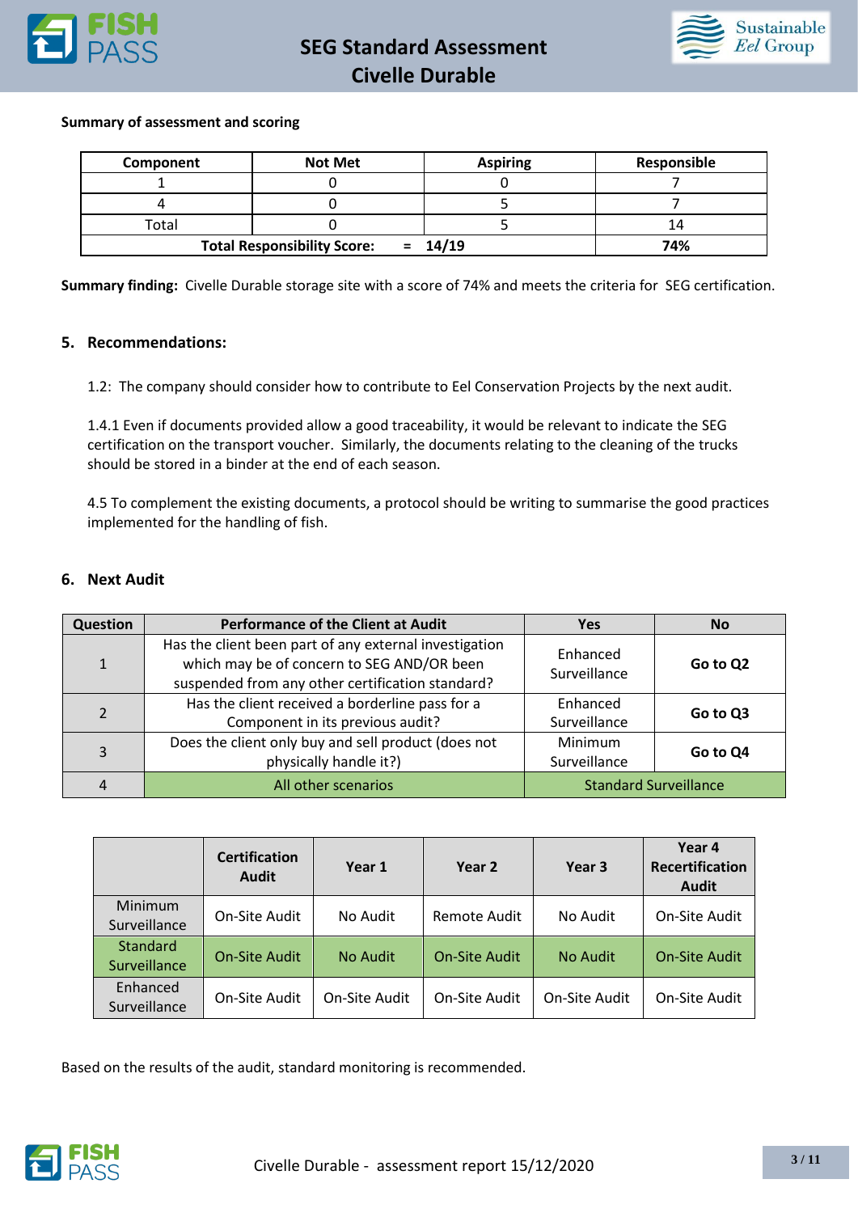**Summary of assessment and scoring**

| Component | Not Met | Aspiring | Responsible |
|---|---|---|---|
| 1 | 0 | 0 | 7 |
| 4 | 0 | 5 | 7 |
| Total | 0 | 5 | 14 |
| **Total Responsibility Score: = 14/19** | | | **74%** |

**Summary finding:** Civelle Durable storage site with a score of 74% and meets the criteria for SEG certification.

## 5. Recommendations:

1.2: The company should consider how to contribute to Eel Conservation Projects by the next audit.

1.4.1 Even if documents provided allow a good traceability, it would be relevant to indicate the SEG certification on the transport voucher. Similarly, the documents relating to the cleaning of the trucks should be stored in a binder at the end of each season.

4.5 To complement the existing documents, a protocol should be writing to summarise the good practices implemented for the handling of fish.

## 6. Next Audit

| Question | Performance of the Client at Audit | Yes | No |
|---|---|---|---|
| 1 | Has the client been part of any external investigation which may be of concern to SEG AND/OR been suspended from any other certification standard? | Enhanced Surveillance | **Go to Q2** |
| 2 | Has the client received a borderline pass for a Component in its previous audit? | Enhanced Surveillance | **Go to Q3** |
| 3 | Does the client only buy and sell product (does not physically handle it?) | Minimum Surveillance | **Go to Q4** |
| 4 | All other scenarios | Standard Surveillance | |

| | Certification Audit | Year 1 | Year 2 | Year 3 | Year 4 Recertification Audit |
|---|---|---|---|---|---|
| Minimum Surveillance | On-Site Audit | No Audit | Remote Audit | No Audit | On-Site Audit |
| Standard Surveillance | On-Site Audit | No Audit | On-Site Audit | No Audit | On-Site Audit |
| Enhanced Surveillance | On-Site Audit | On-Site Audit | On-Site Audit | On-Site Audit | On-Site Audit |

Based on the results of the audit, standard monitoring is recommended.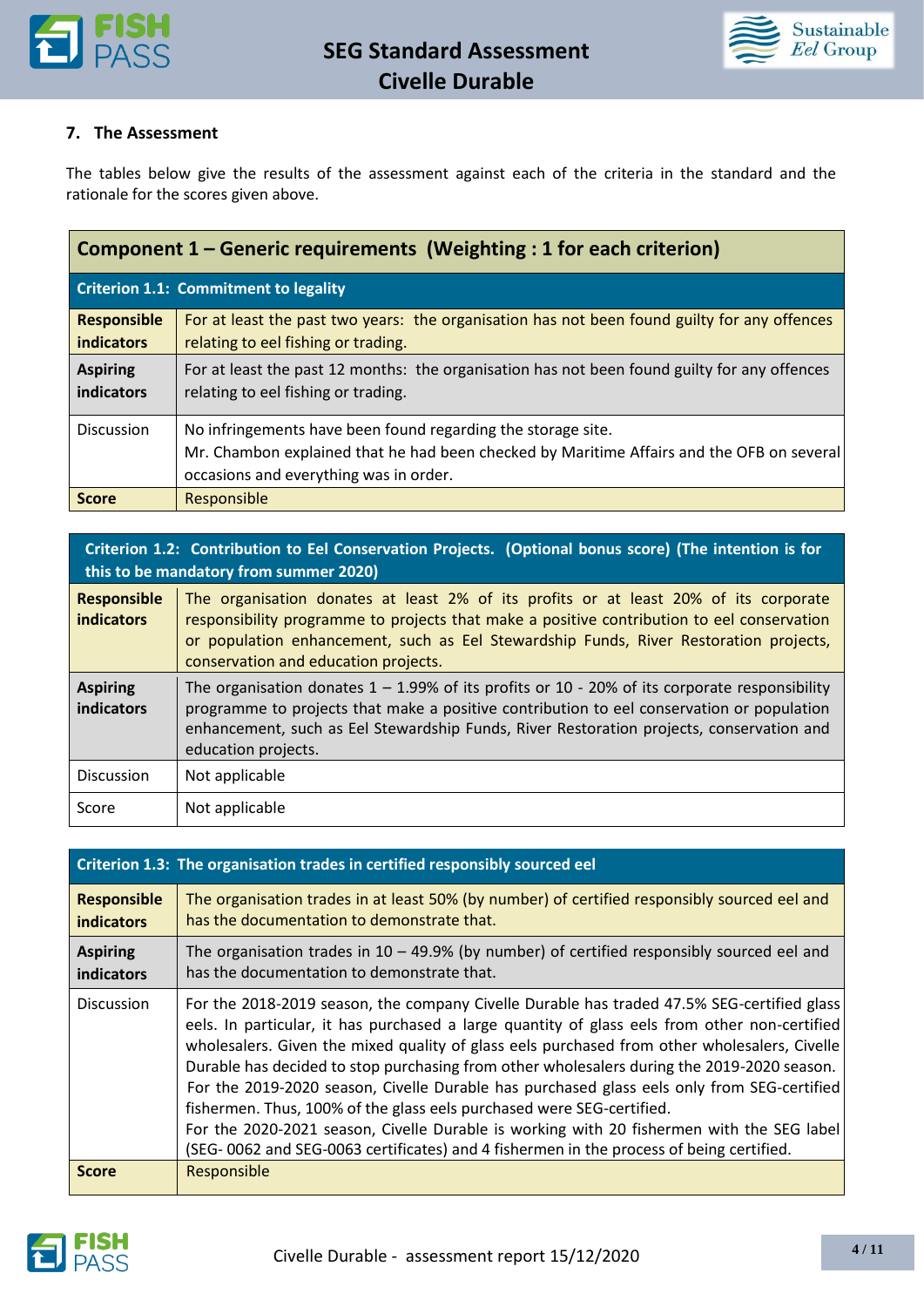## 7. The Assessment

The tables below give the results of the assessment against each of the criteria in the standard and the rationale for the scores given above.

| Component 1 – Generic requirements (Weighting : 1 for each criterion) | |
|---|---|
| **Criterion 1.1: Commitment to legality** | |
| **Responsible indicators** | For at least the past two years: the organisation has not been found guilty for any offences relating to eel fishing or trading. |
| **Aspiring indicators** | For at least the past 12 months: the organisation has not been found guilty for any offences relating to eel fishing or trading. |
| Discussion | No infringements have been found regarding the storage site.<br>Mr. Chambon explained that he had been checked by Maritime Affairs and the OFB on several occasions and everything was in order. |
| **Score** | Responsible |

| Criterion 1.2: Contribution to Eel Conservation Projects. (Optional bonus score) (The intention is for this to be mandatory from summer 2020) | |
|---|---|
| **Responsible indicators** | The organisation donates at least 2% of its profits or at least 20% of its corporate responsibility programme to projects that make a positive contribution to eel conservation or population enhancement, such as Eel Stewardship Funds, River Restoration projects, conservation and education projects. |
| **Aspiring indicators** | The organisation donates 1 – 1.99% of its profits or 10 - 20% of its corporate responsibility programme to projects that make a positive contribution to eel conservation or population enhancement, such as Eel Stewardship Funds, River Restoration projects, conservation and education projects. |
| Discussion | Not applicable |
| Score | Not applicable |

| Criterion 1.3: The organisation trades in certified responsibly sourced eel | |
|---|---|
| **Responsible indicators** | The organisation trades in at least 50% (by number) of certified responsibly sourced eel and has the documentation to demonstrate that. |
| **Aspiring indicators** | The organisation trades in 10 – 49.9% (by number) of certified responsibly sourced eel and has the documentation to demonstrate that. |
| Discussion | For the 2018-2019 season, the company Civelle Durable has traded 47.5% SEG-certified glass eels. In particular, it has purchased a large quantity of glass eels from other non-certified wholesalers. Given the mixed quality of glass eels purchased from other wholesalers, Civelle Durable has decided to stop purchasing from other wholesalers during the 2019-2020 season.<br>For the 2019-2020 season, Civelle Durable has purchased glass eels only from SEG-certified fishermen. Thus, 100% of the glass eels purchased were SEG-certified.<br>For the 2020-2021 season, Civelle Durable is working with 20 fishermen with the SEG label (SEG- 0062 and SEG-0063 certificates) and 4 fishermen in the process of being certified. |
| **Score** | Responsible |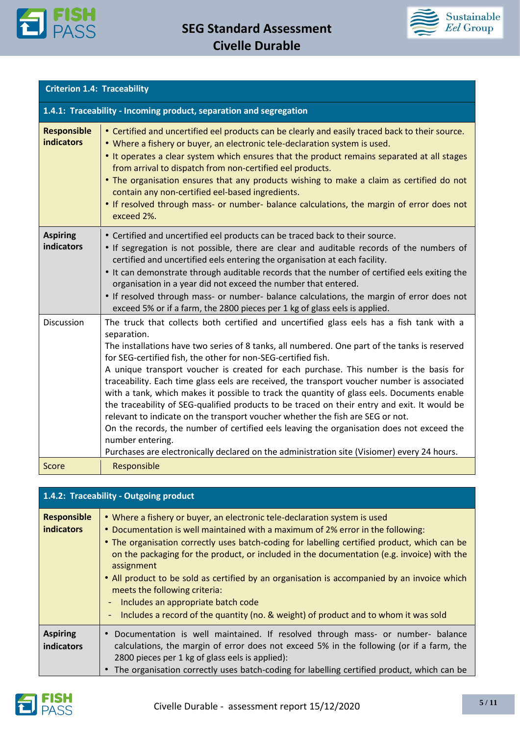## Criterion 1.4: Traceability

### 1.4.1: Traceability - Incoming product, separation and segregation

| | |
|---|---|
| **Responsible indicators** | • Certified and uncertified eel products can be clearly and easily traced back to their source.<br>• Where a fishery or buyer, an electronic tele-declaration system is used.<br>• It operates a clear system which ensures that the product remains separated at all stages from arrival to dispatch from non-certified eel products.<br>• The organisation ensures that any products wishing to make a claim as certified do not contain any non-certified eel-based ingredients.<br>• If resolved through mass- or number- balance calculations, the margin of error does not exceed 2%. |
| **Aspiring indicators** | • Certified and uncertified eel products can be traced back to their source.<br>• If segregation is not possible, there are clear and auditable records of the numbers of certified and uncertified eels entering the organisation at each facility.<br>• It can demonstrate through auditable records that the number of certified eels exiting the organisation in a year did not exceed the number that entered.<br>• If resolved through mass- or number- balance calculations, the margin of error does not exceed 5% or if a farm, the 2800 pieces per 1 kg of glass eels is applied. |
| Discussion | The truck that collects both certified and uncertified glass eels has a fish tank with a separation.<br>The installations have two series of 8 tanks, all numbered. One part of the tanks is reserved for SEG-certified fish, the other for non-SEG-certified fish.<br>A unique transport voucher is created for each purchase. This number is the basis for traceability. Each time glass eels are received, the transport voucher number is associated with a tank, which makes it possible to track the quantity of glass eels. Documents enable the traceability of SEG-qualified products to be traced on their entry and exit. It would be relevant to indicate on the transport voucher whether the fish are SEG or not.<br>On the records, the number of certified eels leaving the organisation does not exceed the number entering.<br>Purchases are electronically declared on the administration site (Visiomer) every 24 hours. |
| Score | Responsible |

### 1.4.2: Traceability - Outgoing product

| | |
|---|---|
| **Responsible indicators** | • Where a fishery or buyer, an electronic tele-declaration system is used<br>• Documentation is well maintained with a maximum of 2% error in the following:<br>• The organisation correctly uses batch-coding for labelling certified product, which can be on the packaging for the product, or included in the documentation (e.g. invoice) with the assignment<br>• All product to be sold as certified by an organisation is accompanied by an invoice which meets the following criteria:<br>- Includes an appropriate batch code<br>- Includes a record of the quantity (no. & weight) of product and to whom it was sold |
| **Aspiring indicators** | • Documentation is well maintained. If resolved through mass- or number- balance calculations, the margin of error does not exceed 5% in the following (or if a farm, the 2800 pieces per 1 kg of glass eels is applied):<br>• The organisation correctly uses batch-coding for labelling certified product, which can be |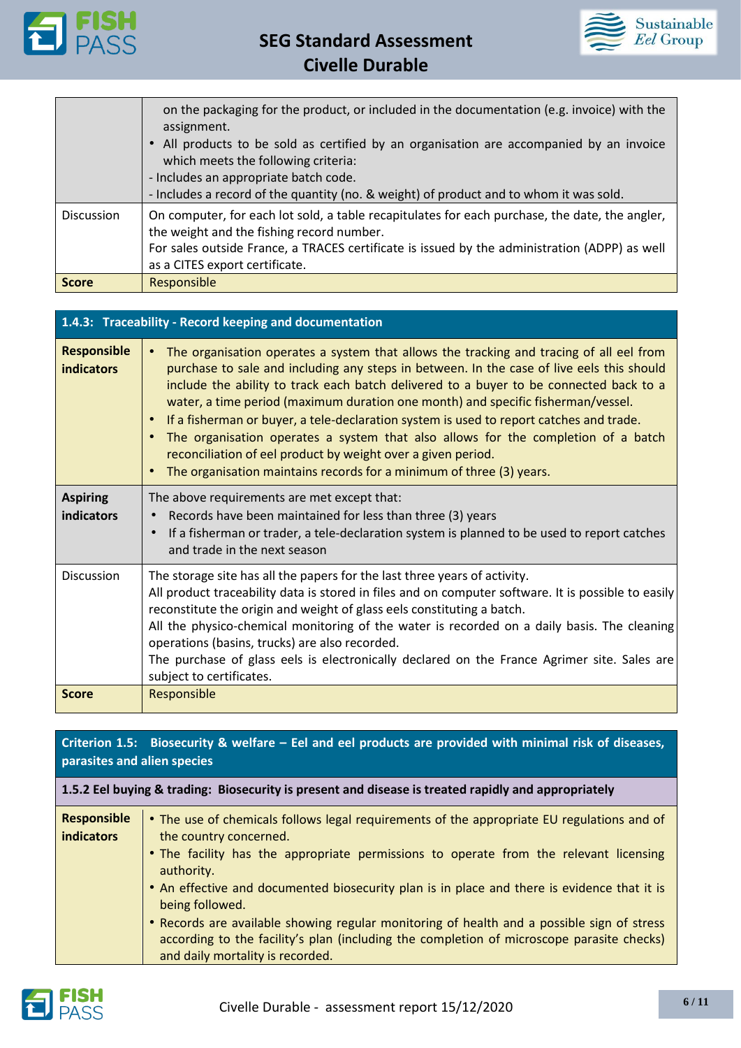| | |
|---|---|
| | on the packaging for the product, or included in the documentation (e.g. invoice) with the assignment.<br>• All products to be sold as certified by an organisation are accompanied by an invoice which meets the following criteria:<br>- Includes an appropriate batch code.<br>- Includes a record of the quantity (no. & weight) of product and to whom it was sold. |
| Discussion | On computer, for each lot sold, a table recapitulates for each purchase, the date, the angler, the weight and the fishing record number.<br>For sales outside France, a TRACES certificate is issued by the administration (ADPP) as well as a CITES export certificate. |
| **Score** | Responsible |

| **1.4.3: Traceability - Record keeping and documentation** | |
|---|---|
| **Responsible indicators** | • The organisation operates a system that allows the tracking and tracing of all eel from purchase to sale and including any steps in between. In the case of live eels this should include the ability to track each batch delivered to a buyer to be connected back to a water, a time period (maximum duration one month) and specific fisherman/vessel.<br>• If a fisherman or buyer, a tele-declaration system is used to report catches and trade.<br>• The organisation operates a system that also allows for the completion of a batch reconciliation of eel product by weight over a given period.<br>• The organisation maintains records for a minimum of three (3) years. |
| **Aspiring indicators** | The above requirements are met except that:<br>• Records have been maintained for less than three (3) years<br>• If a fisherman or trader, a tele-declaration system is planned to be used to report catches and trade in the next season |
| Discussion | The storage site has all the papers for the last three years of activity.<br>All product traceability data is stored in files and on computer software. It is possible to easily reconstitute the origin and weight of glass eels constituting a batch.<br>All the physico-chemical monitoring of the water is recorded on a daily basis. The cleaning operations (basins, trucks) are also recorded.<br>The purchase of glass eels is electronically declared on the France Agrimer site. Sales are subject to certificates. |
| **Score** | Responsible |

| **Criterion 1.5: Biosecurity & welfare – Eel and eel products are provided with minimal risk of diseases, parasites and alien species** | |
|---|---|
| **1.5.2 Eel buying & trading: Biosecurity is present and disease is treated rapidly and appropriately** | |
| **Responsible indicators** | • The use of chemicals follows legal requirements of the appropriate EU regulations and of the country concerned.<br>• The facility has the appropriate permissions to operate from the relevant licensing authority.<br>• An effective and documented biosecurity plan is in place and there is evidence that it is being followed.<br>• Records are available showing regular monitoring of health and a possible sign of stress according to the facility's plan (including the completion of microscope parasite checks) and daily mortality is recorded. |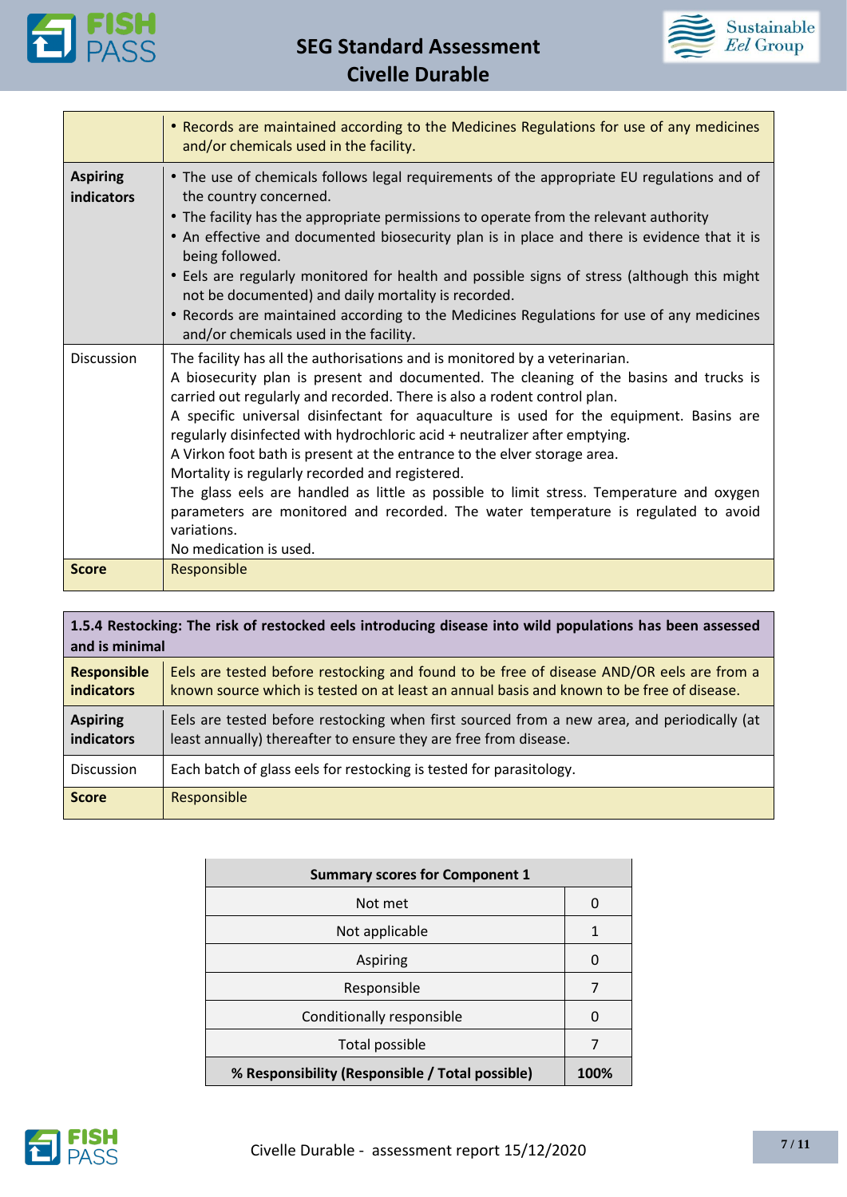| | |
|---|---|
| | • Records are maintained according to the Medicines Regulations for use of any medicines and/or chemicals used in the facility. |
| **Aspiring indicators** | • The use of chemicals follows legal requirements of the appropriate EU regulations and of the country concerned.<br>• The facility has the appropriate permissions to operate from the relevant authority<br>• An effective and documented biosecurity plan is in place and there is evidence that it is being followed.<br>• Eels are regularly monitored for health and possible signs of stress (although this might not be documented) and daily mortality is recorded.<br>• Records are maintained according to the Medicines Regulations for use of any medicines and/or chemicals used in the facility. |
| Discussion | The facility has all the authorisations and is monitored by a veterinarian.<br>A biosecurity plan is present and documented. The cleaning of the basins and trucks is carried out regularly and recorded. There is also a rodent control plan.<br>A specific universal disinfectant for aquaculture is used for the equipment. Basins are regularly disinfected with hydrochloric acid + neutralizer after emptying.<br>A Virkon foot bath is present at the entrance to the elver storage area.<br>Mortality is regularly recorded and registered.<br>The glass eels are handled as little as possible to limit stress. Temperature and oxygen parameters are monitored and recorded. The water temperature is regulated to avoid variations.<br>No medication is used. |
| **Score** | Responsible |

| **1.5.4 Restocking: The risk of restocked eels introducing disease into wild populations has been assessed and is minimal** | |
|---|---|
| **Responsible indicators** | Eels are tested before restocking and found to be free of disease AND/OR eels are from a known source which is tested on at least an annual basis and known to be free of disease. |
| **Aspiring indicators** | Eels are tested before restocking when first sourced from a new area, and periodically (at least annually) thereafter to ensure they are free from disease. |
| Discussion | Each batch of glass eels for restocking is tested for parasitology. |
| **Score** | Responsible |

| **Summary scores for Component 1** | |
|---|---|
| Not met | 0 |
| Not applicable | 1 |
| Aspiring | 0 |
| Responsible | 7 |
| Conditionally responsible | 0 |
| Total possible | 7 |
| **% Responsibility (Responsible / Total possible)** | **100%** |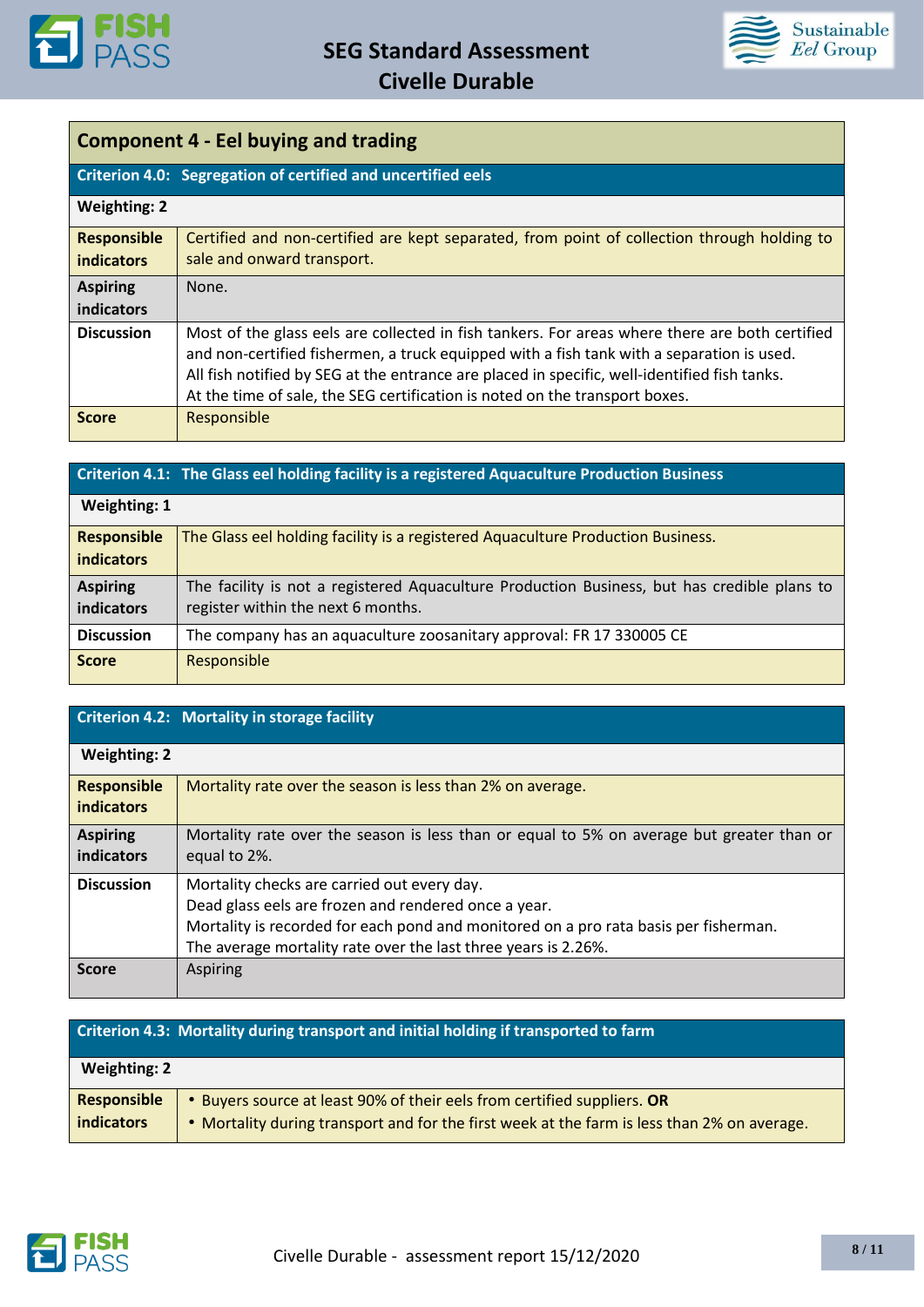## Component 4 - Eel buying and trading

| Criterion 4.0: Segregation of certified and uncertified eels | |
|---|---|
| **Weighting: 2** | |
| **Responsible indicators** | Certified and non-certified are kept separated, from point of collection through holding to sale and onward transport. |
| **Aspiring indicators** | None. |
| **Discussion** | Most of the glass eels are collected in fish tankers. For areas where there are both certified and non-certified fishermen, a truck equipped with a fish tank with a separation is used. All fish notified by SEG at the entrance are placed in specific, well-identified fish tanks. At the time of sale, the SEG certification is noted on the transport boxes. |
| **Score** | Responsible |

| Criterion 4.1: The Glass eel holding facility is a registered Aquaculture Production Business | |
|---|---|
| **Weighting: 1** | |
| **Responsible indicators** | The Glass eel holding facility is a registered Aquaculture Production Business. |
| **Aspiring indicators** | The facility is not a registered Aquaculture Production Business, but has credible plans to register within the next 6 months. |
| **Discussion** | The company has an aquaculture zoosanitary approval: FR 17 330005 CE |
| **Score** | Responsible |

| Criterion 4.2: Mortality in storage facility | |
|---|---|
| **Weighting: 2** | |
| **Responsible indicators** | Mortality rate over the season is less than 2% on average. |
| **Aspiring indicators** | Mortality rate over the season is less than or equal to 5% on average but greater than or equal to 2%. |
| **Discussion** | Mortality checks are carried out every day. Dead glass eels are frozen and rendered once a year. Mortality is recorded for each pond and monitored on a pro rata basis per fisherman. The average mortality rate over the last three years is 2.26%. |
| **Score** | Aspiring |

| Criterion 4.3: Mortality during transport and initial holding if transported to farm | |
|---|---|
| **Weighting: 2** | |
| **Responsible indicators** | • Buyers source at least 90% of their eels from certified suppliers. **OR** • Mortality during transport and for the first week at the farm is less than 2% on average. |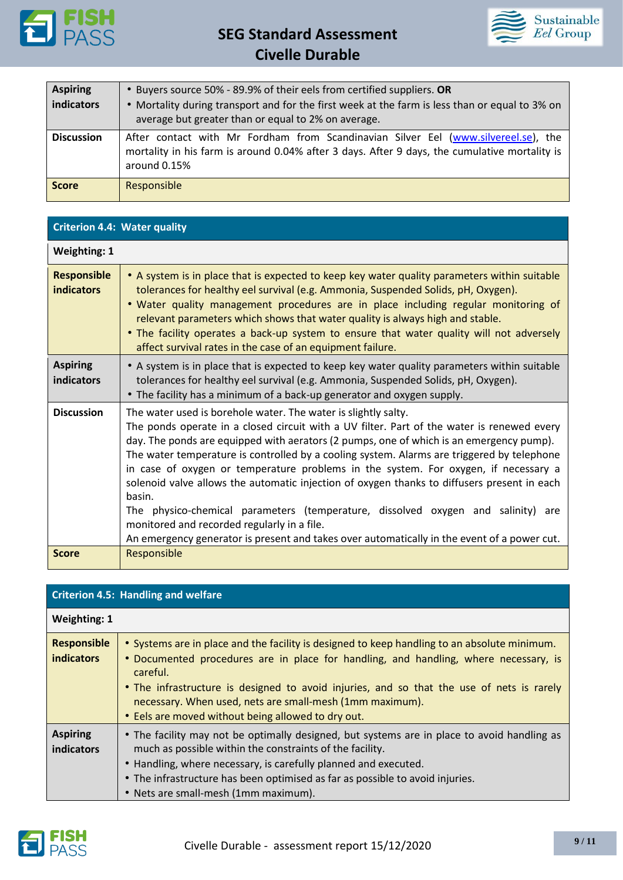| | |
|---|---|
| **Aspiring indicators** | • Buyers source 50% - 89.9% of their eels from certified suppliers. **OR**<br>• Mortality during transport and for the first week at the farm is less than or equal to 3% on average but greater than or equal to 2% on average. |
| **Discussion** | After contact with Mr Fordham from Scandinavian Silver Eel (www.silvereel.se), the mortality in his farm is around 0.04% after 3 days. After 9 days, the cumulative mortality is around 0.15% |
| **Score** | Responsible |

| **Criterion 4.4: Water quality** | |
|---|---|
| **Weighting: 1** | |
| **Responsible indicators** | • A system is in place that is expected to keep key water quality parameters within suitable tolerances for healthy eel survival (e.g. Ammonia, Suspended Solids, pH, Oxygen).<br>• Water quality management procedures are in place including regular monitoring of relevant parameters which shows that water quality is always high and stable.<br>• The facility operates a back-up system to ensure that water quality will not adversely affect survival rates in the case of an equipment failure. |
| **Aspiring indicators** | • A system is in place that is expected to keep key water quality parameters within suitable tolerances for healthy eel survival (e.g. Ammonia, Suspended Solids, pH, Oxygen).<br>• The facility has a minimum of a back-up generator and oxygen supply. |
| **Discussion** | The water used is borehole water. The water is slightly salty.<br>The ponds operate in a closed circuit with a UV filter. Part of the water is renewed every day. The ponds are equipped with aerators (2 pumps, one of which is an emergency pump). The water temperature is controlled by a cooling system. Alarms are triggered by telephone in case of oxygen or temperature problems in the system. For oxygen, if necessary a solenoid valve allows the automatic injection of oxygen thanks to diffusers present in each basin.<br>The physico-chemical parameters (temperature, dissolved oxygen and salinity) are monitored and recorded regularly in a file.<br>An emergency generator is present and takes over automatically in the event of a power cut. |
| **Score** | Responsible |

| **Criterion 4.5: Handling and welfare** | |
|---|---|
| **Weighting: 1** | |
| **Responsible indicators** | • Systems are in place and the facility is designed to keep handling to an absolute minimum.<br>• Documented procedures are in place for handling, and handling, where necessary, is careful.<br>• The infrastructure is designed to avoid injuries, and so that the use of nets is rarely necessary. When used, nets are small-mesh (1mm maximum).<br>• Eels are moved without being allowed to dry out. |
| **Aspiring indicators** | • The facility may not be optimally designed, but systems are in place to avoid handling as much as possible within the constraints of the facility.<br>• Handling, where necessary, is carefully planned and executed.<br>• The infrastructure has been optimised as far as possible to avoid injuries.<br>• Nets are small-mesh (1mm maximum). |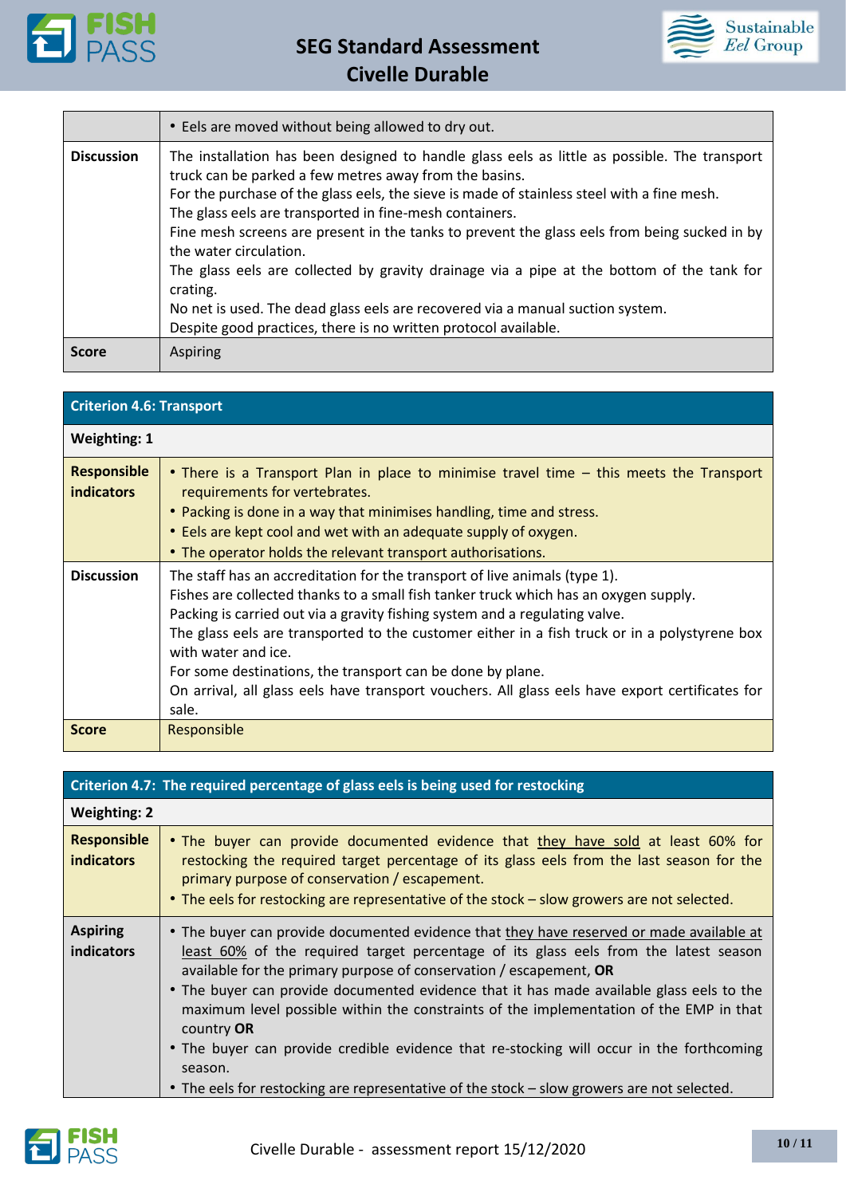| | |
|---|---|
| | • Eels are moved without being allowed to dry out. |
| **Discussion** | The installation has been designed to handle glass eels as little as possible. The transport truck can be parked a few metres away from the basins.<br>For the purchase of the glass eels, the sieve is made of stainless steel with a fine mesh.<br>The glass eels are transported in fine-mesh containers.<br>Fine mesh screens are present in the tanks to prevent the glass eels from being sucked in by the water circulation.<br>The glass eels are collected by gravity drainage via a pipe at the bottom of the tank for crating.<br>No net is used. The dead glass eels are recovered via a manual suction system.<br>Despite good practices, there is no written protocol available. |
| **Score** | Aspiring |

| **Criterion 4.6: Transport** | |
|---|---|
| **Weighting: 1** | |
| **Responsible indicators** | • There is a Transport Plan in place to minimise travel time – this meets the Transport requirements for vertebrates.<br>• Packing is done in a way that minimises handling, time and stress.<br>• Eels are kept cool and wet with an adequate supply of oxygen.<br>• The operator holds the relevant transport authorisations. |
| **Discussion** | The staff has an accreditation for the transport of live animals (type 1).<br>Fishes are collected thanks to a small fish tanker truck which has an oxygen supply.<br>Packing is carried out via a gravity fishing system and a regulating valve.<br>The glass eels are transported to the customer either in a fish truck or in a polystyrene box with water and ice.<br>For some destinations, the transport can be done by plane.<br>On arrival, all glass eels have transport vouchers. All glass eels have export certificates for sale. |
| **Score** | Responsible |

| **Criterion 4.7: The required percentage of glass eels is being used for restocking** | |
|---|---|
| **Weighting: 2** | |
| **Responsible indicators** | • The buyer can provide documented evidence that they have sold at least 60% for restocking the required target percentage of its glass eels from the last season for the primary purpose of conservation / escapement.<br>• The eels for restocking are representative of the stock – slow growers are not selected. |
| **Aspiring indicators** | • The buyer can provide documented evidence that they have reserved or made available at least 60% of the required target percentage of its glass eels from the latest season available for the primary purpose of conservation / escapement, **OR**<br>• The buyer can provide documented evidence that it has made available glass eels to the maximum level possible within the constraints of the implementation of the EMP in that country **OR**<br>• The buyer can provide credible evidence that re-stocking will occur in the forthcoming season.<br>• The eels for restocking are representative of the stock – slow growers are not selected. |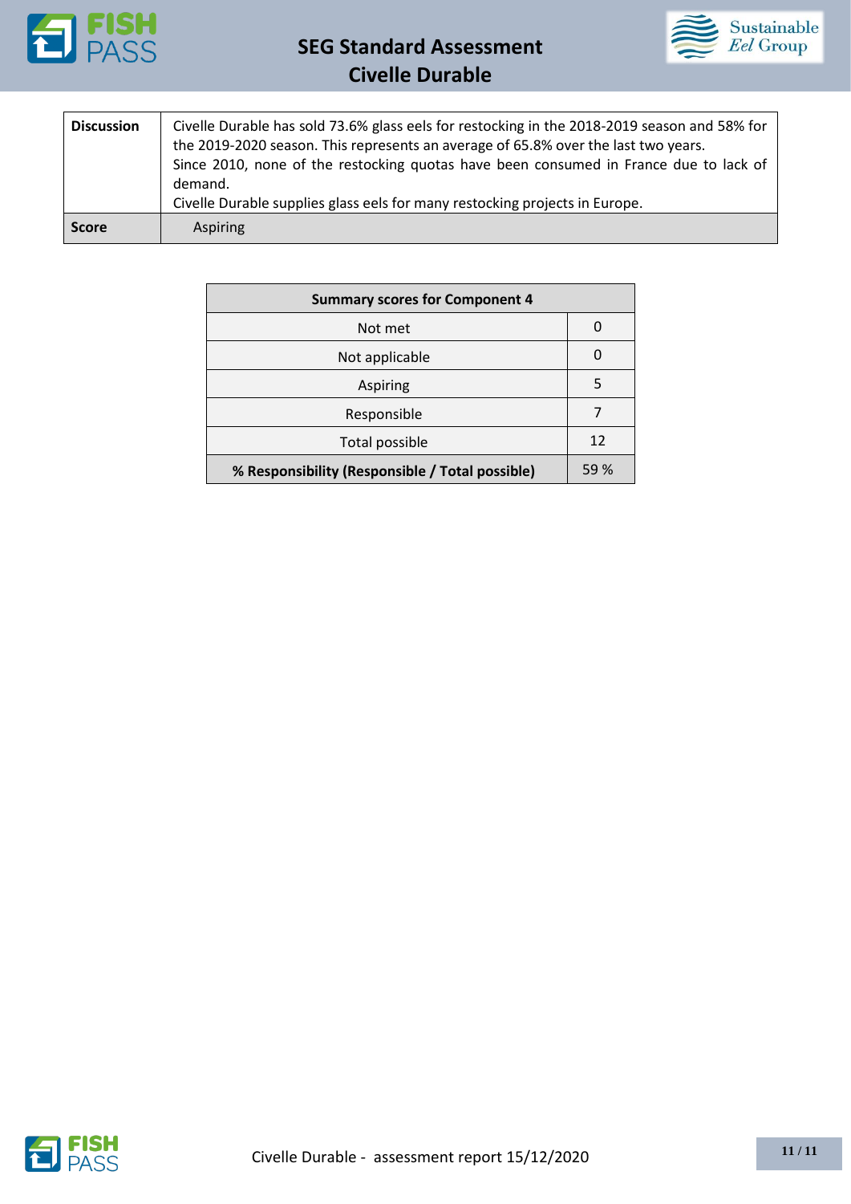| | |
|---|---|
| **Discussion** | Civelle Durable has sold 73.6% glass eels for restocking in the 2018-2019 season and 58% for the 2019-2020 season. This represents an average of 65.8% over the last two years.<br>Since 2010, none of the restocking quotas have been consumed in France due to lack of demand.<br>Civelle Durable supplies glass eels for many restocking projects in Europe. |
| **Score** | Aspiring |

| Summary scores for Component 4 | |
|---|---|
| Not met | 0 |
| Not applicable | 0 |
| Aspiring | 5 |
| Responsible | 7 |
| Total possible | 12 |
| **% Responsibility (Responsible / Total possible)** | 59 % |